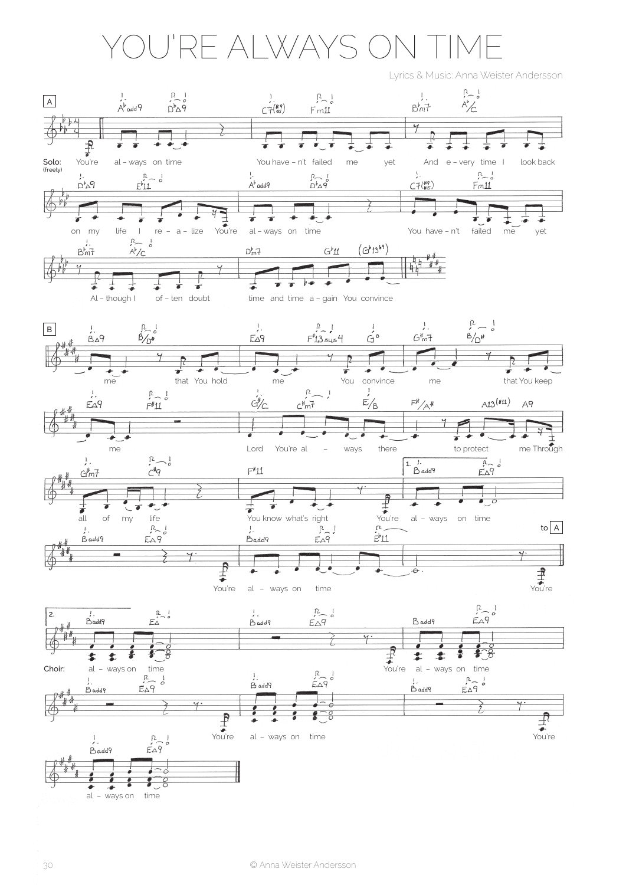# YOU'RE ALWAYS ON TIME

Lyrics & Music: Anna Weister Andersson

**A**

Solo: (freely)

You're always on time
You haven't failed me yet
And every time I look back on my life I realize
You're always on time
You haven't failed me yet
Although I often doubt time and time again
You convince

**B**

me that You hold me
You convince me that You keep me
Lord You're always there to protect me
Through all of my life
You know what's right

1. You're always on time
You're always on time
You're

to A

2.

Choir: always on time
You're always on time
You're always on time
You're always on time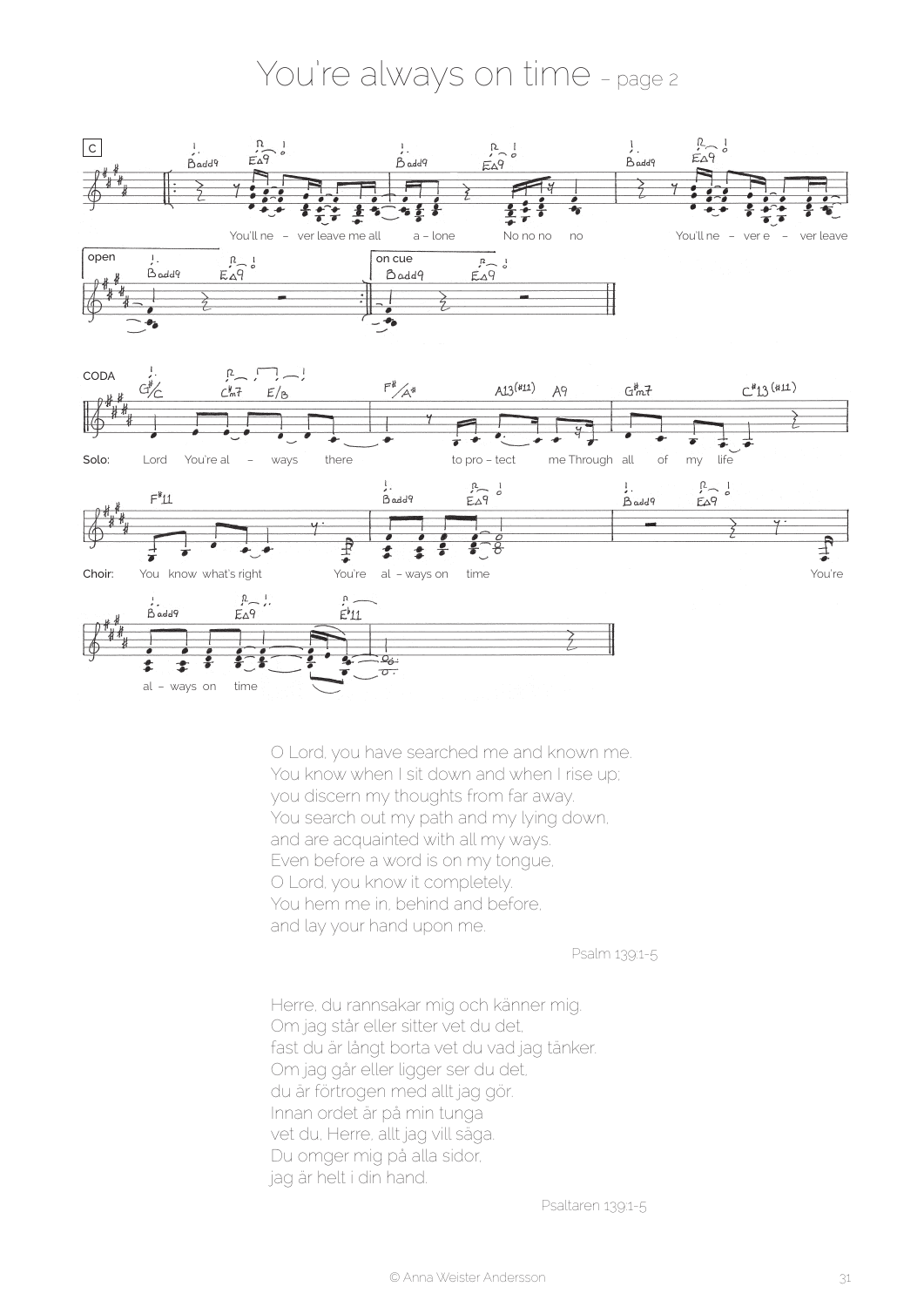# You're always on time – page 2

C

You'll never leave me all alone No no no no You'll never e – ver leave

open

on cue

CODA

Solo: Lord You're al – ways there to pro – tect me Through all of my life

Choir: You know what's right You're al – ways on time You're

al – ways on time

O Lord, you have searched me and known me.
You know when I sit down and when I rise up;
you discern my thoughts from far away.
You search out my path and my lying down,
and are acquainted with all my ways.
Even before a word is on my tongue,
O Lord, you know it completely.
You hem me in, behind and before,
and lay your hand upon me.

Psalm 139:1-5

Herre, du rannsakar mig och känner mig.
Om jag står eller sitter vet du det,
fast du är långt borta vet du vad jag tänker.
Om jag går eller ligger ser du det,
du är förtrogen med allt jag gör.
Innan ordet är på min tunga
vet du, Herre, allt jag vill säga.
Du omger mig på alla sidor,
jag är helt i din hand.

Psaltaren 139:1-5

© Anna Weister Andersson